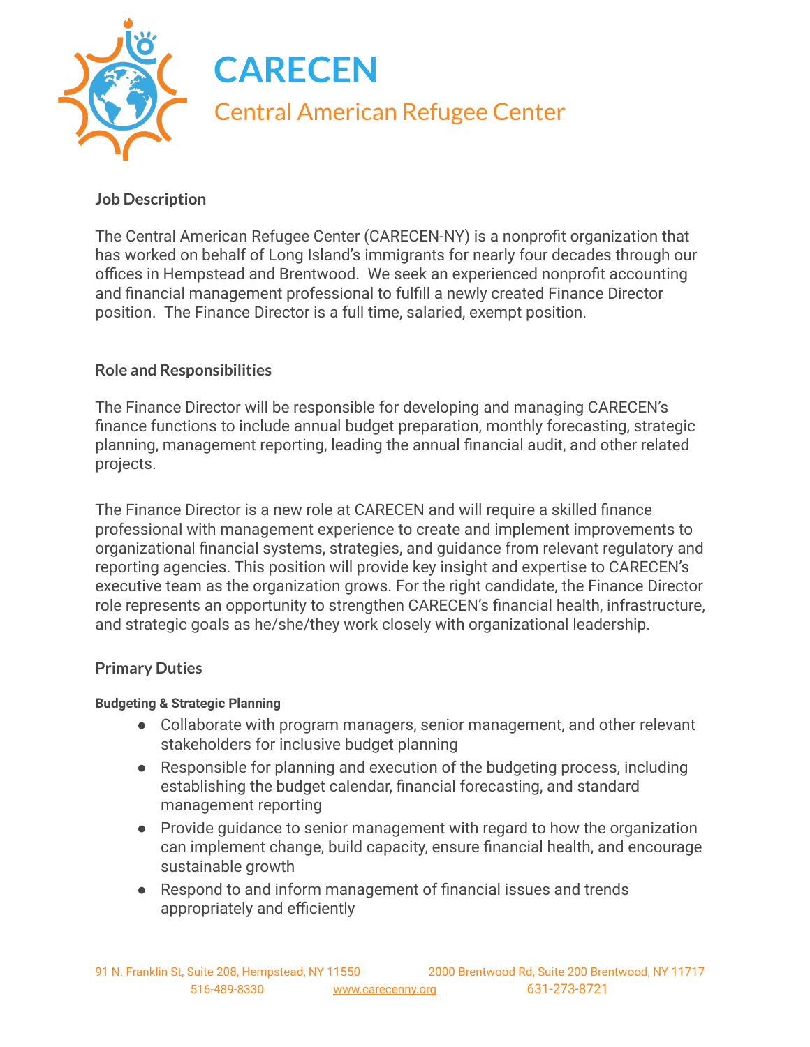# CARECEN

## Central American Refugee Center

### Job Description

The Central American Refugee Center (CARECEN-NY) is a nonprofit organization that has worked on behalf of Long Island's immigrants for nearly four decades through our offices in Hempstead and Brentwood. We seek an experienced nonprofit accounting and financial management professional to fulfill a newly created Finance Director position. The Finance Director is a full time, salaried, exempt position.

### Role and Responsibilities

The Finance Director will be responsible for developing and managing CARECEN's finance functions to include annual budget preparation, monthly forecasting, strategic planning, management reporting, leading the annual financial audit, and other related projects.

The Finance Director is a new role at CARECEN and will require a skilled finance professional with management experience to create and implement improvements to organizational financial systems, strategies, and guidance from relevant regulatory and reporting agencies. This position will provide key insight and expertise to CARECEN's executive team as the organization grows. For the right candidate, the Finance Director role represents an opportunity to strengthen CARECEN's financial health, infrastructure, and strategic goals as he/she/they work closely with organizational leadership.

### Primary Duties

#### Budgeting & Strategic Planning

- Collaborate with program managers, senior management, and other relevant stakeholders for inclusive budget planning
- Responsible for planning and execution of the budgeting process, including establishing the budget calendar, financial forecasting, and standard management reporting
- Provide guidance to senior management with regard to how the organization can implement change, build capacity, ensure financial health, and encourage sustainable growth
- Respond to and inform management of financial issues and trends appropriately and efficiently

91 N. Franklin St, Suite 208, Hempstead, NY 11550 | 2000 Brentwood Rd, Suite 200 Brentwood, NY 11717
516-489-8330 | www.carecenny.org | 631-273-8721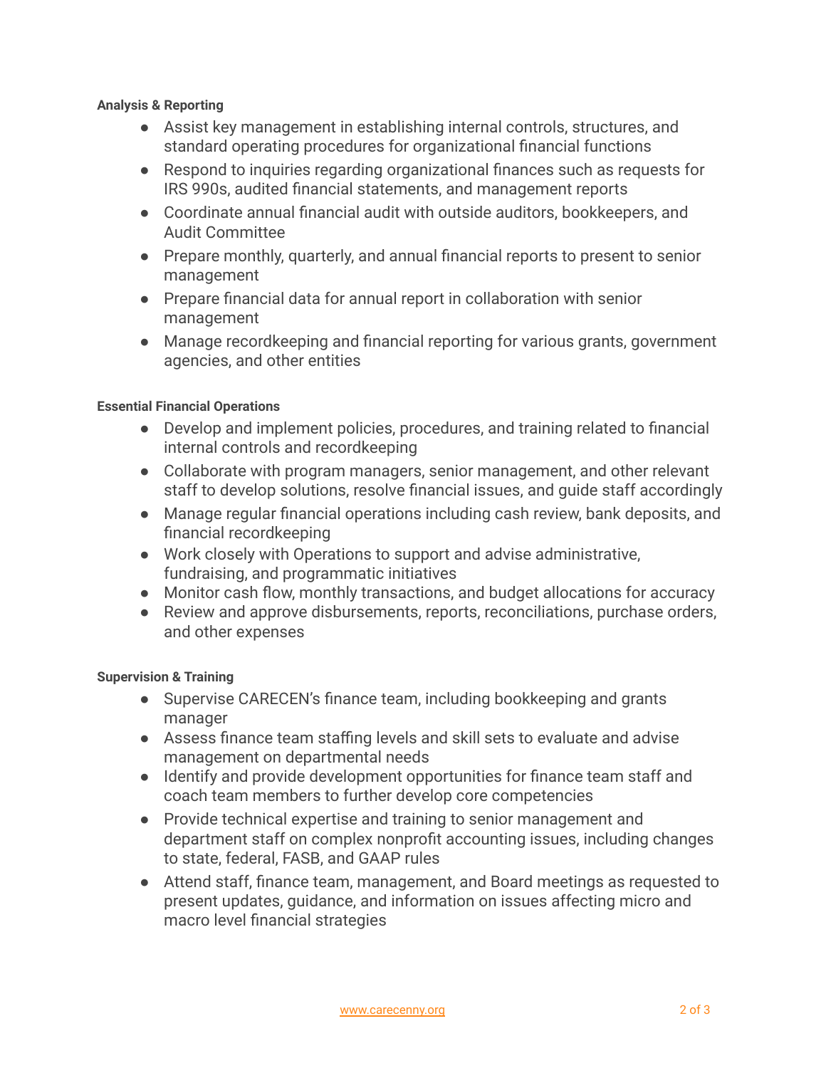**Analysis & Reporting**

- Assist key management in establishing internal controls, structures, and standard operating procedures for organizational financial functions
- Respond to inquiries regarding organizational finances such as requests for IRS 990s, audited financial statements, and management reports
- Coordinate annual financial audit with outside auditors, bookkeepers, and Audit Committee
- Prepare monthly, quarterly, and annual financial reports to present to senior management
- Prepare financial data for annual report in collaboration with senior management
- Manage recordkeeping and financial reporting for various grants, government agencies, and other entities

**Essential Financial Operations**

- Develop and implement policies, procedures, and training related to financial internal controls and recordkeeping
- Collaborate with program managers, senior management, and other relevant staff to develop solutions, resolve financial issues, and guide staff accordingly
- Manage regular financial operations including cash review, bank deposits, and financial recordkeeping
- Work closely with Operations to support and advise administrative, fundraising, and programmatic initiatives
- Monitor cash flow, monthly transactions, and budget allocations for accuracy
- Review and approve disbursements, reports, reconciliations, purchase orders, and other expenses

**Supervision & Training**

- Supervise CARECEN's finance team, including bookkeeping and grants manager
- Assess finance team staffing levels and skill sets to evaluate and advise management on departmental needs
- Identify and provide development opportunities for finance team staff and coach team members to further develop core competencies
- Provide technical expertise and training to senior management and department staff on complex nonprofit accounting issues, including changes to state, federal, FASB, and GAAP rules
- Attend staff, finance team, management, and Board meetings as requested to present updates, guidance, and information on issues affecting micro and macro level financial strategies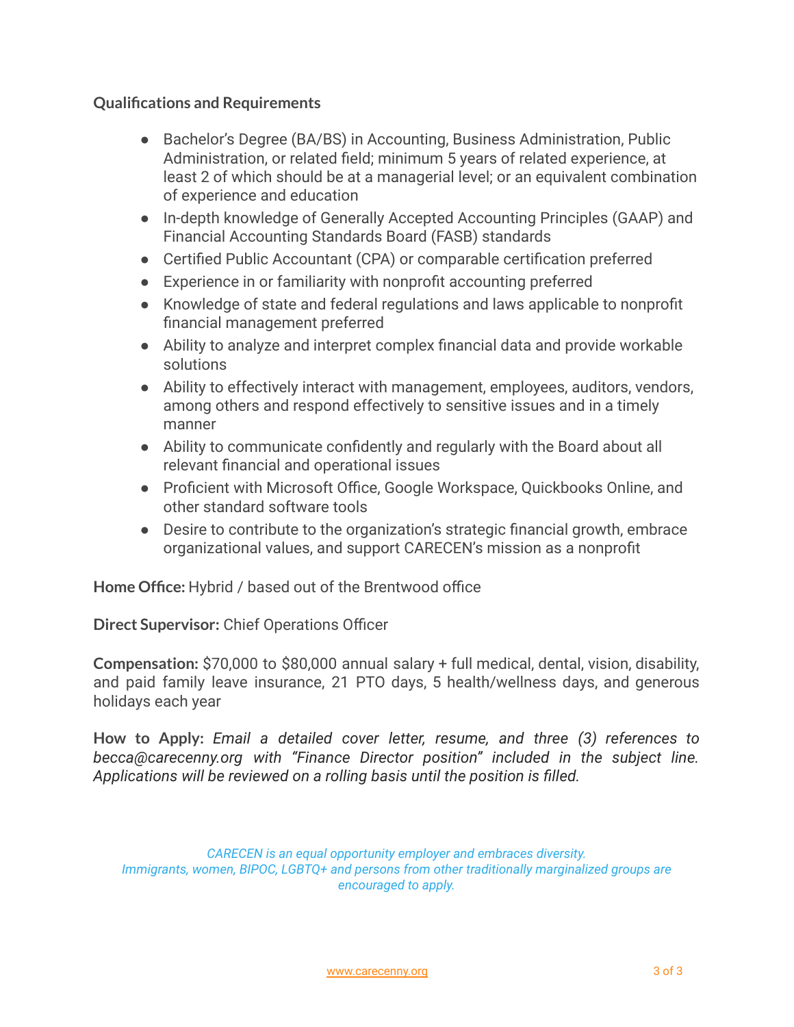**Qualifications and Requirements**

- Bachelor's Degree (BA/BS) in Accounting, Business Administration, Public Administration, or related field; minimum 5 years of related experience, at least 2 of which should be at a managerial level; or an equivalent combination of experience and education
- In-depth knowledge of Generally Accepted Accounting Principles (GAAP) and Financial Accounting Standards Board (FASB) standards
- Certified Public Accountant (CPA) or comparable certification preferred
- Experience in or familiarity with nonprofit accounting preferred
- Knowledge of state and federal regulations and laws applicable to nonprofit financial management preferred
- Ability to analyze and interpret complex financial data and provide workable solutions
- Ability to effectively interact with management, employees, auditors, vendors, among others and respond effectively to sensitive issues and in a timely manner
- Ability to communicate confidently and regularly with the Board about all relevant financial and operational issues
- Proficient with Microsoft Office, Google Workspace, Quickbooks Online, and other standard software tools
- Desire to contribute to the organization's strategic financial growth, embrace organizational values, and support CARECEN's mission as a nonprofit

**Home Office:** Hybrid / based out of the Brentwood office

**Direct Supervisor:** Chief Operations Officer

**Compensation:** $70,000 to $80,000 annual salary + full medical, dental, vision, disability, and paid family leave insurance, 21 PTO days, 5 health/wellness days, and generous holidays each year

**How to Apply:** *Email a detailed cover letter, resume, and three (3) references to becca@carecenny.org with "Finance Director position" included in the subject line. Applications will be reviewed on a rolling basis until the position is filled.*

*CARECEN is an equal opportunity employer and embraces diversity.*
*Immigrants, women, BIPOC, LGBTQ+ and persons from other traditionally marginalized groups are encouraged to apply.*